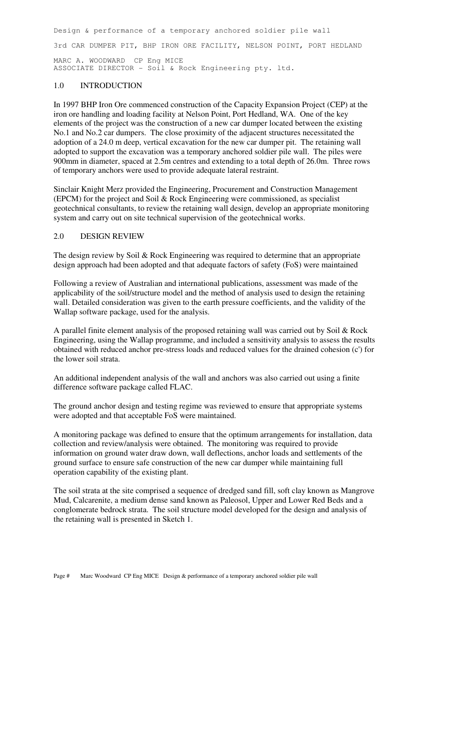Design & performance of a temporary anchored soldier pile wall

3rd CAR DUMPER PIT, BHP IRON ORE FACILITY, NELSON POINT, PORT HEDLAND

MARC A. WOODWARD CP Eng MICE
ASSOCIATE DIRECTOR – Soil & Rock Engineering pty. ltd.

## 1.0 INTRODUCTION

In 1997 BHP Iron Ore commenced construction of the Capacity Expansion Project (CEP) at the iron ore handling and loading facility at Nelson Point, Port Hedland, WA. One of the key elements of the project was the construction of a new car dumper located between the existing No.1 and No.2 car dumpers. The close proximity of the adjacent structures necessitated the adoption of a 24.0 m deep, vertical excavation for the new car dumper pit. The retaining wall adopted to support the excavation was a temporary anchored soldier pile wall. The piles were 900mm in diameter, spaced at 2.5m centres and extending to a total depth of 26.0m. Three rows of temporary anchors were used to provide adequate lateral restraint.

Sinclair Knight Merz provided the Engineering, Procurement and Construction Management (EPCM) for the project and Soil & Rock Engineering were commissioned, as specialist geotechnical consultants, to review the retaining wall design, develop an appropriate monitoring system and carry out on site technical supervision of the geotechnical works.

## 2.0 DESIGN REVIEW

The design review by Soil & Rock Engineering was required to determine that an appropriate design approach had been adopted and that adequate factors of safety (FoS) were maintained

Following a review of Australian and international publications, assessment was made of the applicability of the soil/structure model and the method of analysis used to design the retaining wall. Detailed consideration was given to the earth pressure coefficients, and the validity of the Wallap software package, used for the analysis.

A parallel finite element analysis of the proposed retaining wall was carried out by Soil & Rock Engineering, using the Wallap programme, and included a sensitivity analysis to assess the results obtained with reduced anchor pre-stress loads and reduced values for the drained cohesion (c') for the lower soil strata.

An additional independent analysis of the wall and anchors was also carried out using a finite difference software package called FLAC.

The ground anchor design and testing regime was reviewed to ensure that appropriate systems were adopted and that acceptable FoS were maintained.

A monitoring package was defined to ensure that the optimum arrangements for installation, data collection and review/analysis were obtained. The monitoring was required to provide information on ground water draw down, wall deflections, anchor loads and settlements of the ground surface to ensure safe construction of the new car dumper while maintaining full operation capability of the existing plant.

The soil strata at the site comprised a sequence of dredged sand fill, soft clay known as Mangrove Mud, Calcarenite, a medium dense sand known as Paleosol, Upper and Lower Red Beds and a conglomerate bedrock strata. The soil structure model developed for the design and analysis of the retaining wall is presented in Sketch 1.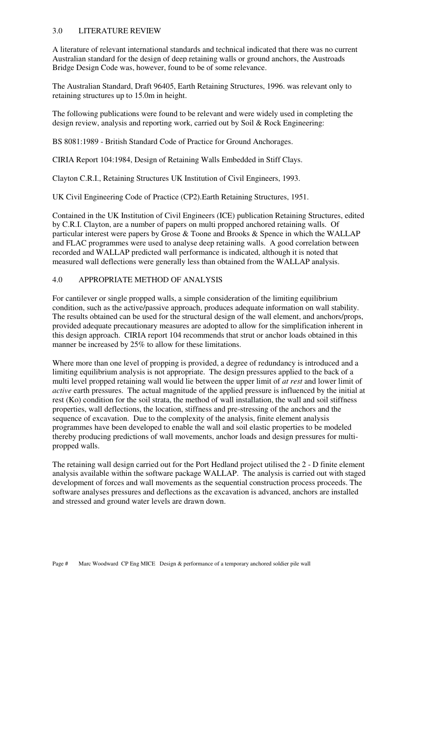## 3.0 LITERATURE REVIEW

A literature of relevant international standards and technical indicated that there was no current Australian standard for the design of deep retaining walls or ground anchors, the Austroads Bridge Design Code was, however, found to be of some relevance.

The Australian Standard, Draft 96405, Earth Retaining Structures, 1996. was relevant only to retaining structures up to 15.0m in height.

The following publications were found to be relevant and were widely used in completing the design review, analysis and reporting work, carried out by Soil & Rock Engineering:

BS 8081:1989 - British Standard Code of Practice for Ground Anchorages.

CIRIA Report 104:1984, Design of Retaining Walls Embedded in Stiff Clays.

Clayton C.R.I., Retaining Structures UK Institution of Civil Engineers, 1993.

UK Civil Engineering Code of Practice (CP2).Earth Retaining Structures, 1951.

Contained in the UK Institution of Civil Engineers (ICE) publication Retaining Structures, edited by C.R.I. Clayton, are a number of papers on multi propped anchored retaining walls. Of particular interest were papers by Grose & Toone and Brooks & Spence in which the WALLAP and FLAC programmes were used to analyse deep retaining walls. A good correlation between recorded and WALLAP predicted wall performance is indicated, although it is noted that measured wall deflections were generally less than obtained from the WALLAP analysis.

## 4.0 APPROPRIATE METHOD OF ANALYSIS

For cantilever or single propped walls, a simple consideration of the limiting equilibrium condition, such as the active/passive approach, produces adequate information on wall stability. The results obtained can be used for the structural design of the wall element, and anchors/props, provided adequate precautionary measures are adopted to allow for the simplification inherent in this design approach. CIRIA report 104 recommends that strut or anchor loads obtained in this manner be increased by 25% to allow for these limitations.

Where more than one level of propping is provided, a degree of redundancy is introduced and a limiting equilibrium analysis is not appropriate. The design pressures applied to the back of a multi level propped retaining wall would lie between the upper limit of *at rest* and lower limit of *active* earth pressures. The actual magnitude of the applied pressure is influenced by the initial at rest ($K_o$) condition for the soil strata, the method of wall installation, the wall and soil stiffness properties, wall deflections, the location, stiffness and pre-stressing of the anchors and the sequence of excavation. Due to the complexity of the analysis, finite element analysis programmes have been developed to enable the wall and soil elastic properties to be modeled thereby producing predictions of wall movements, anchor loads and design pressures for multi-propped walls.

The retaining wall design carried out for the Port Hedland project utilised the 2 - D finite element analysis available within the software package WALLAP. The analysis is carried out with staged development of forces and wall movements as the sequential construction process proceeds. The software analyses pressures and deflections as the excavation is advanced, anchors are installed and stressed and ground water levels are drawn down.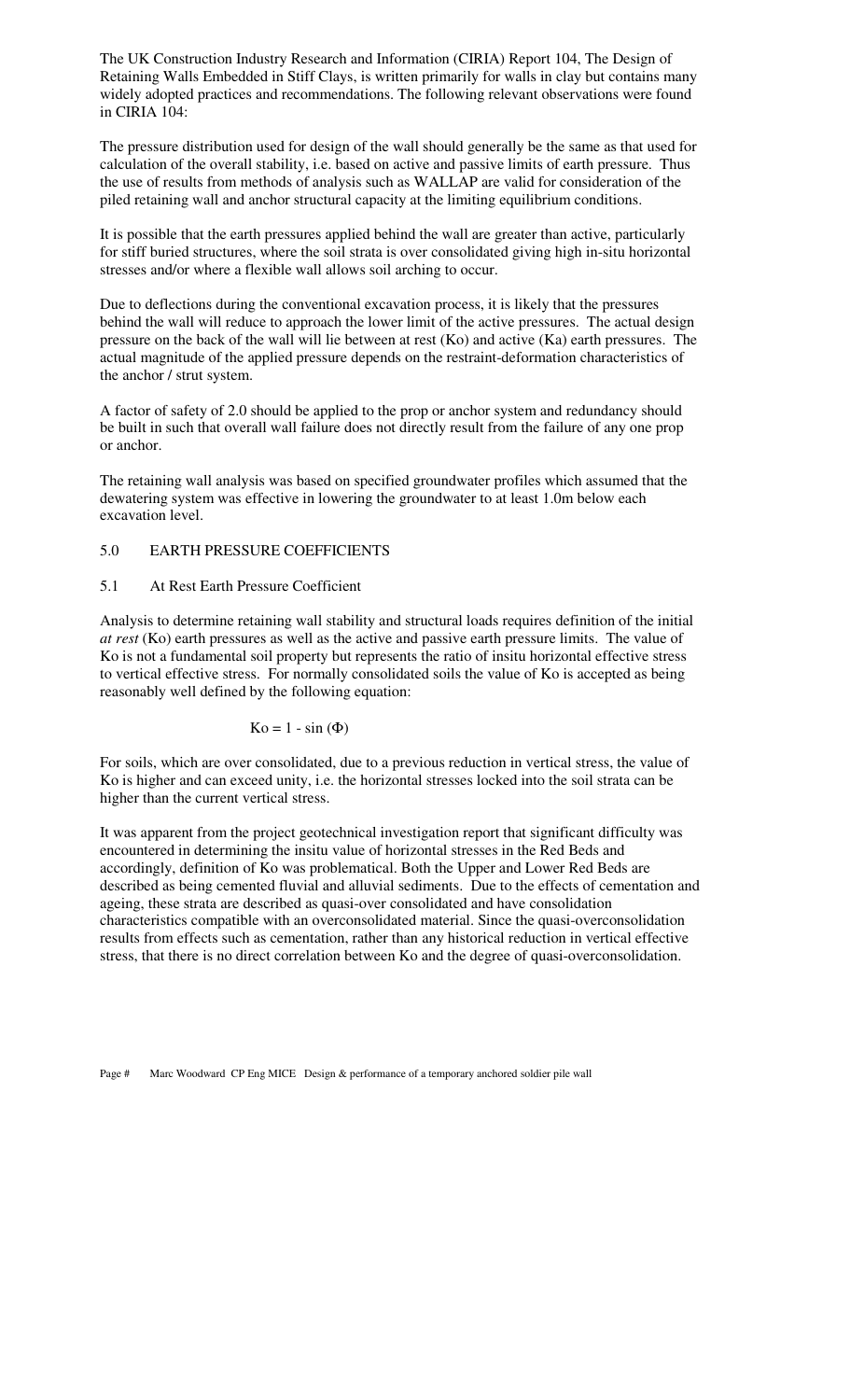The UK Construction Industry Research and Information (CIRIA) Report 104, The Design of Retaining Walls Embedded in Stiff Clays, is written primarily for walls in clay but contains many widely adopted practices and recommendations. The following relevant observations were found in CIRIA 104:

The pressure distribution used for design of the wall should generally be the same as that used for calculation of the overall stability, i.e. based on active and passive limits of earth pressure. Thus the use of results from methods of analysis such as WALLAP are valid for consideration of the piled retaining wall and anchor structural capacity at the limiting equilibrium conditions.

It is possible that the earth pressures applied behind the wall are greater than active, particularly for stiff buried structures, where the soil strata is over consolidated giving high in-situ horizontal stresses and/or where a flexible wall allows soil arching to occur.

Due to deflections during the conventional excavation process, it is likely that the pressures behind the wall will reduce to approach the lower limit of the active pressures. The actual design pressure on the back of the wall will lie between at rest (Ko) and active (Ka) earth pressures. The actual magnitude of the applied pressure depends on the restraint-deformation characteristics of the anchor / strut system.

A factor of safety of 2.0 should be applied to the prop or anchor system and redundancy should be built in such that overall wall failure does not directly result from the failure of any one prop or anchor.

The retaining wall analysis was based on specified groundwater profiles which assumed that the dewatering system was effective in lowering the groundwater to at least 1.0m below each excavation level.

## 5.0 EARTH PRESSURE COEFFICIENTS

### 5.1 At Rest Earth Pressure Coefficient

Analysis to determine retaining wall stability and structural loads requires definition of the initial *at rest* (Ko) earth pressures as well as the active and passive earth pressure limits. The value of Ko is not a fundamental soil property but represents the ratio of insitu horizontal effective stress to vertical effective stress. For normally consolidated soils the value of Ko is accepted as being reasonably well defined by the following equation:

$$K_o = 1 - \sin(\Phi)$$

For soils, which are over consolidated, due to a previous reduction in vertical stress, the value of Ko is higher and can exceed unity, i.e. the horizontal stresses locked into the soil strata can be higher than the current vertical stress.

It was apparent from the project geotechnical investigation report that significant difficulty was encountered in determining the insitu value of horizontal stresses in the Red Beds and accordingly, definition of Ko was problematical. Both the Upper and Lower Red Beds are described as being cemented fluvial and alluvial sediments. Due to the effects of cementation and ageing, these strata are described as quasi-over consolidated and have consolidation characteristics compatible with an overconsolidated material. Since the quasi-overconsolidation results from effects such as cementation, rather than any historical reduction in vertical effective stress, that there is no direct correlation between Ko and the degree of quasi-overconsolidation.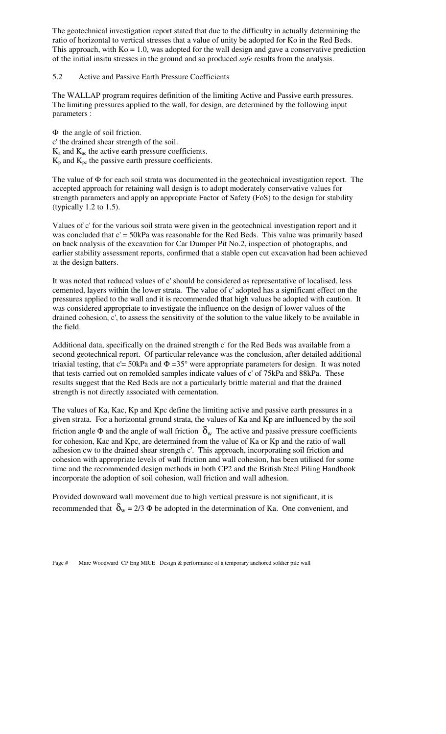The geotechnical investigation report stated that due to the difficulty in actually determining the ratio of horizontal to vertical stresses that a value of unity be adopted for Ko in the Red Beds. This approach, with Ko = 1.0, was adopted for the wall design and gave a conservative prediction of the initial insitu stresses in the ground and so produced *safe* results from the analysis.

## 5.2 Active and Passive Earth Pressure Coefficients

The WALLAP program requires definition of the limiting Active and Passive earth pressures. The limiting pressures applied to the wall, for design, are determined by the following input parameters :

$\Phi$ the angle of soil friction.
c' the drained shear strength of the soil.
$K_a$ and $K_{ac}$ the active earth pressure coefficients.
$K_p$ and $K_{pc}$ the passive earth pressure coefficients.

The value of $\Phi$ for each soil strata was documented in the geotechnical investigation report. The accepted approach for retaining wall design is to adopt moderately conservative values for strength parameters and apply an appropriate Factor of Safety (FoS) to the design for stability (typically 1.2 to 1.5).

Values of c' for the various soil strata were given in the geotechnical investigation report and it was concluded that c' = 50kPa was reasonable for the Red Beds. This value was primarily based on back analysis of the excavation for Car Dumper Pit No.2, inspection of photographs, and earlier stability assessment reports, confirmed that a stable open cut excavation had been achieved at the design batters.

It was noted that reduced values of c' should be considered as representative of localised, less cemented, layers within the lower strata. The value of c' adopted has a significant effect on the pressures applied to the wall and it is recommended that high values be adopted with caution. It was considered appropriate to investigate the influence on the design of lower values of the drained cohesion, c', to assess the sensitivity of the solution to the value likely to be available in the field.

Additional data, specifically on the drained strength c' for the Red Beds was available from a second geotechnical report. Of particular relevance was the conclusion, after detailed additional triaxial testing, that c'= 50kPa and $\Phi$ =35° were appropriate parameters for design. It was noted that tests carried out on remolded samples indicate values of c' of 75kPa and 88kPa. These results suggest that the Red Beds are not a particularly brittle material and that the drained strength is not directly associated with cementation.

The values of Ka, Kac, Kp and Kpc define the limiting active and passive earth pressures in a given strata. For a horizontal ground strata, the values of Ka and Kp are influenced by the soil friction angle $\Phi$ and the angle of wall friction $\delta_w$ The active and passive pressure coefficients for cohesion, Kac and Kpc, are determined from the value of Ka or Kp and the ratio of wall adhesion cw to the drained shear strength c'. This approach, incorporating soil friction and cohesion with appropriate levels of wall friction and wall cohesion, has been utilised for some time and the recommended design methods in both CP2 and the British Steel Piling Handbook incorporate the adoption of soil cohesion, wall friction and wall adhesion.

Provided downward wall movement due to high vertical pressure is not significant, it is recommended that $\delta_w = 2/3\ \Phi$ be adopted in the determination of Ka. One convenient, and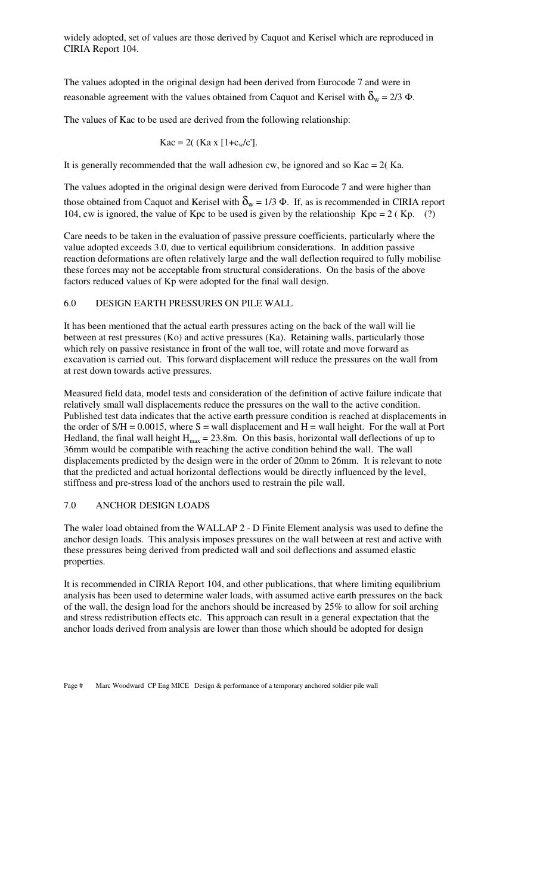widely adopted, set of values are those derived by Caquot and Kerisel which are reproduced in CIRIA Report 104.

The values adopted in the original design had been derived from Eurocode 7 and were in reasonable agreement with the values obtained from Caquot and Kerisel with $\delta_w = 2/3\ \Phi$.

The values of Kac to be used are derived from the following relationship:

$$Kac = 2( (Ka \times [1+c_w/c'].$$

It is generally recommended that the wall adhesion cw, be ignored and so Kac = 2( Ka.

The values adopted in the original design were derived from Eurocode 7 and were higher than those obtained from Caquot and Kerisel with $\delta_w = 1/3\ \Phi$. If, as is recommended in CIRIA report 104, cw is ignored, the value of Kpc to be used is given by the relationship Kpc = 2 ( Kp. (?)

Care needs to be taken in the evaluation of passive pressure coefficients, particularly where the value adopted exceeds 3.0, due to vertical equilibrium considerations. In addition passive reaction deformations are often relatively large and the wall deflection required to fully mobilise these forces may not be acceptable from structural considerations. On the basis of the above factors reduced values of Kp were adopted for the final wall design.

## 6.0 DESIGN EARTH PRESSURES ON PILE WALL

It has been mentioned that the actual earth pressures acting on the back of the wall will lie between at rest pressures (Ko) and active pressures (Ka). Retaining walls, particularly those which rely on passive resistance in front of the wall toe, will rotate and move forward as excavation is carried out. This forward displacement will reduce the pressures on the wall from at rest down towards active pressures.

Measured field data, model tests and consideration of the definition of active failure indicate that relatively small wall displacements reduce the pressures on the wall to the active condition. Published test data indicates that the active earth pressure condition is reached at displacements in the order of S/H = 0.0015, where S = wall displacement and H = wall height. For the wall at Port Hedland, the final wall height $H_{max} = 23.8$m. On this basis, horizontal wall deflections of up to 36mm would be compatible with reaching the active condition behind the wall. The wall displacements predicted by the design were in the order of 20mm to 26mm. It is relevant to note that the predicted and actual horizontal deflections would be directly influenced by the level, stiffness and pre-stress load of the anchors used to restrain the pile wall.

## 7.0 ANCHOR DESIGN LOADS

The waler load obtained from the WALLAP 2 - D Finite Element analysis was used to define the anchor design loads. This analysis imposes pressures on the wall between at rest and active with these pressures being derived from predicted wall and soil deflections and assumed elastic properties.

It is recommended in CIRIA Report 104, and other publications, that where limiting equilibrium analysis has been used to determine waler loads, with assumed active earth pressures on the back of the wall, the design load for the anchors should be increased by 25% to allow for soil arching and stress redistribution effects etc. This approach can result in a general expectation that the anchor loads derived from analysis are lower than those which should be adopted for design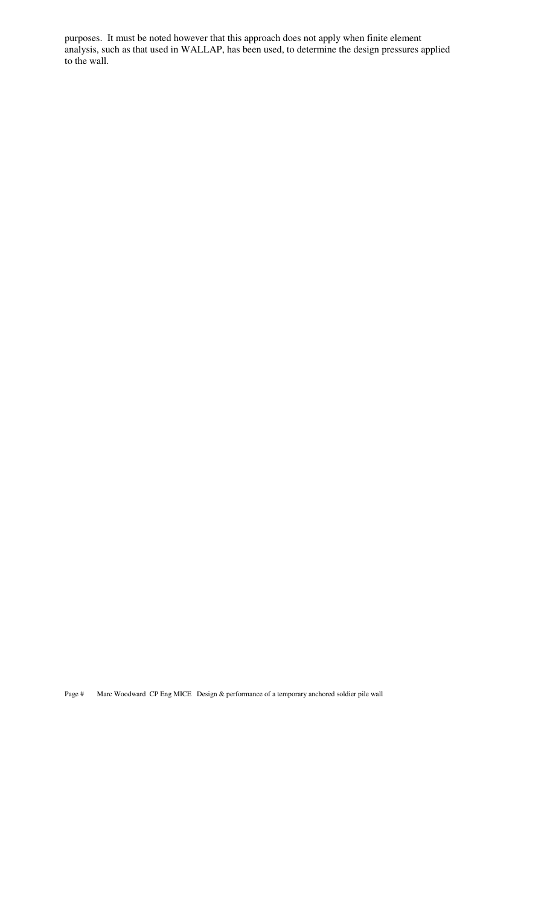purposes. It must be noted however that this approach does not apply when finite element analysis, such as that used in WALLAP, has been used, to determine the design pressures applied to the wall.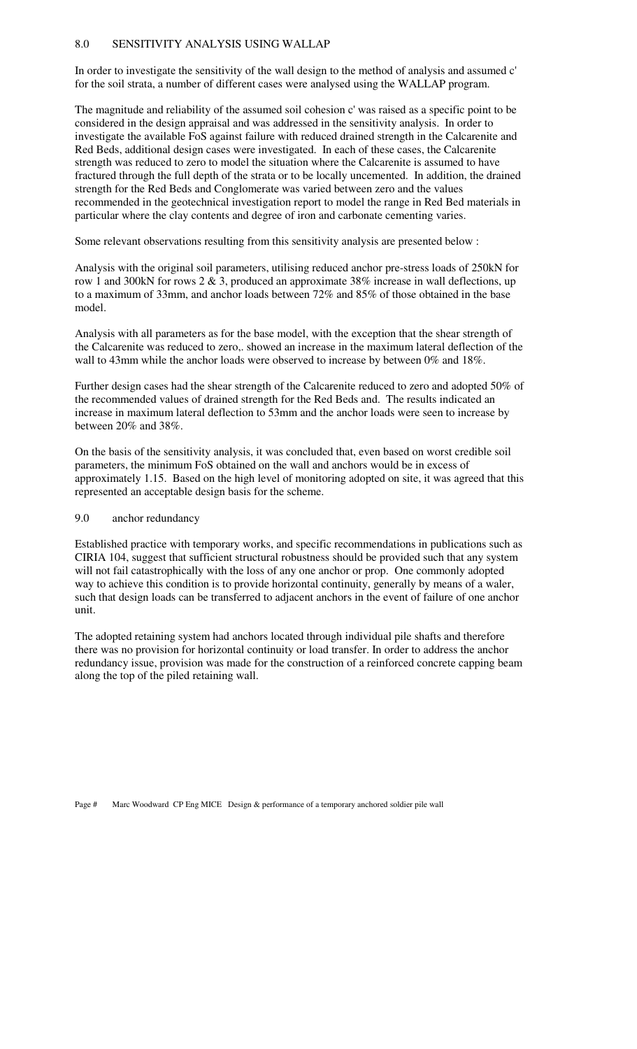## 8.0 SENSITIVITY ANALYSIS USING WALLAP

In order to investigate the sensitivity of the wall design to the method of analysis and assumed c' for the soil strata, a number of different cases were analysed using the WALLAP program.

The magnitude and reliability of the assumed soil cohesion c' was raised as a specific point to be considered in the design appraisal and was addressed in the sensitivity analysis. In order to investigate the available FoS against failure with reduced drained strength in the Calcarenite and Red Beds, additional design cases were investigated. In each of these cases, the Calcarenite strength was reduced to zero to model the situation where the Calcarenite is assumed to have fractured through the full depth of the strata or to be locally uncemented. In addition, the drained strength for the Red Beds and Conglomerate was varied between zero and the values recommended in the geotechnical investigation report to model the range in Red Bed materials in particular where the clay contents and degree of iron and carbonate cementing varies.

Some relevant observations resulting from this sensitivity analysis are presented below :

Analysis with the original soil parameters, utilising reduced anchor pre-stress loads of 250kN for row 1 and 300kN for rows 2 & 3, produced an approximate 38% increase in wall deflections, up to a maximum of 33mm, and anchor loads between 72% and 85% of those obtained in the base model.

Analysis with all parameters as for the base model, with the exception that the shear strength of the Calcarenite was reduced to zero,. showed an increase in the maximum lateral deflection of the wall to 43mm while the anchor loads were observed to increase by between 0% and 18%.

Further design cases had the shear strength of the Calcarenite reduced to zero and adopted 50% of the recommended values of drained strength for the Red Beds and. The results indicated an increase in maximum lateral deflection to 53mm and the anchor loads were seen to increase by between 20% and 38%.

On the basis of the sensitivity analysis, it was concluded that, even based on worst credible soil parameters, the minimum FoS obtained on the wall and anchors would be in excess of approximately 1.15. Based on the high level of monitoring adopted on site, it was agreed that this represented an acceptable design basis for the scheme.

## 9.0 anchor redundancy

Established practice with temporary works, and specific recommendations in publications such as CIRIA 104, suggest that sufficient structural robustness should be provided such that any system will not fail catastrophically with the loss of any one anchor or prop. One commonly adopted way to achieve this condition is to provide horizontal continuity, generally by means of a waler, such that design loads can be transferred to adjacent anchors in the event of failure of one anchor unit.

The adopted retaining system had anchors located through individual pile shafts and therefore there was no provision for horizontal continuity or load transfer. In order to address the anchor redundancy issue, provision was made for the construction of a reinforced concrete capping beam along the top of the piled retaining wall.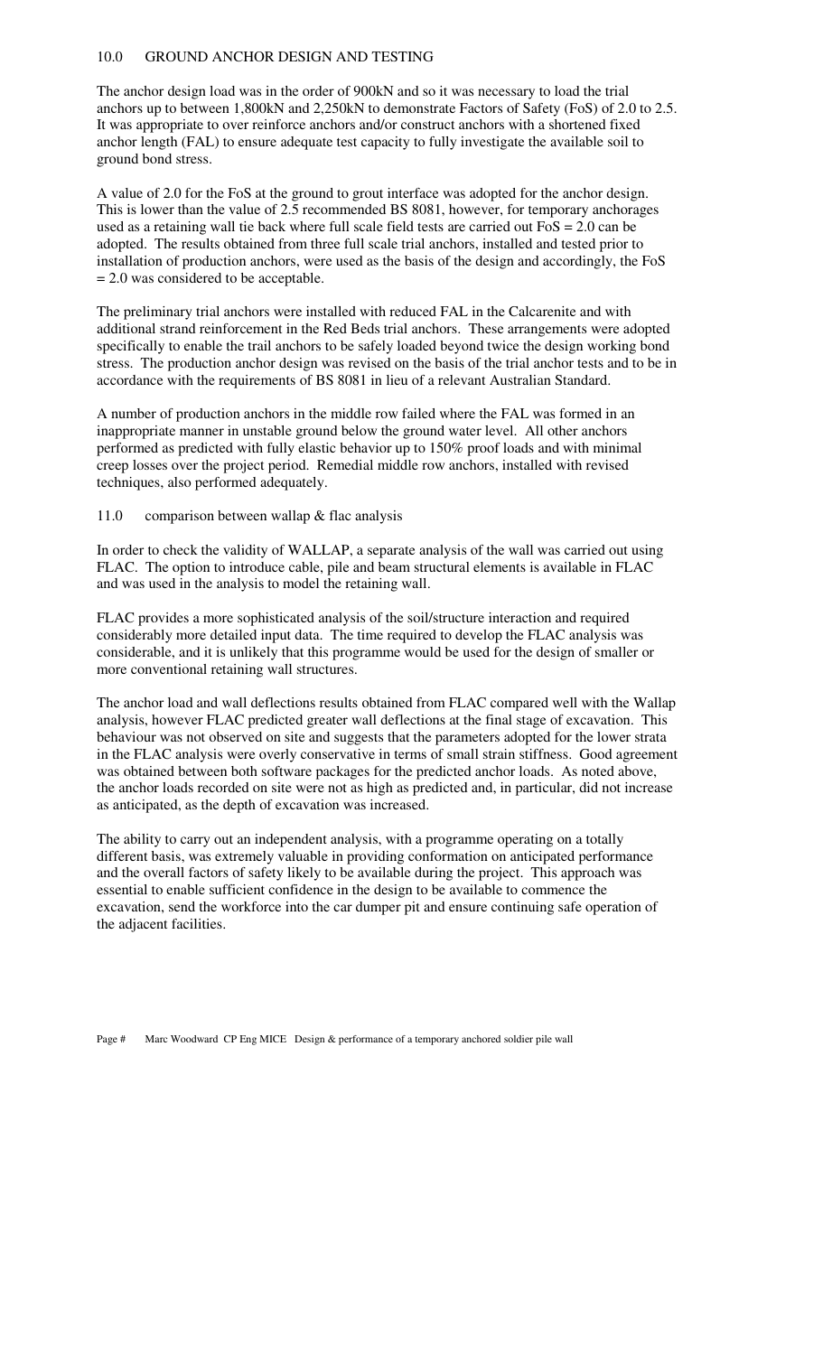## 10.0 GROUND ANCHOR DESIGN AND TESTING

The anchor design load was in the order of 900kN and so it was necessary to load the trial anchors up to between 1,800kN and 2,250kN to demonstrate Factors of Safety (FoS) of 2.0 to 2.5. It was appropriate to over reinforce anchors and/or construct anchors with a shortened fixed anchor length (FAL) to ensure adequate test capacity to fully investigate the available soil to ground bond stress.

A value of 2.0 for the FoS at the ground to grout interface was adopted for the anchor design. This is lower than the value of 2.5 recommended BS 8081, however, for temporary anchorages used as a retaining wall tie back where full scale field tests are carried out FoS = 2.0 can be adopted. The results obtained from three full scale trial anchors, installed and tested prior to installation of production anchors, were used as the basis of the design and accordingly, the FoS = 2.0 was considered to be acceptable.

The preliminary trial anchors were installed with reduced FAL in the Calcarenite and with additional strand reinforcement in the Red Beds trial anchors. These arrangements were adopted specifically to enable the trail anchors to be safely loaded beyond twice the design working bond stress. The production anchor design was revised on the basis of the trial anchor tests and to be in accordance with the requirements of BS 8081 in lieu of a relevant Australian Standard.

A number of production anchors in the middle row failed where the FAL was formed in an inappropriate manner in unstable ground below the ground water level. All other anchors performed as predicted with fully elastic behavior up to 150% proof loads and with minimal creep losses over the project period. Remedial middle row anchors, installed with revised techniques, also performed adequately.

## 11.0 comparison between wallap & flac analysis

In order to check the validity of WALLAP, a separate analysis of the wall was carried out using FLAC. The option to introduce cable, pile and beam structural elements is available in FLAC and was used in the analysis to model the retaining wall.

FLAC provides a more sophisticated analysis of the soil/structure interaction and required considerably more detailed input data. The time required to develop the FLAC analysis was considerable, and it is unlikely that this programme would be used for the design of smaller or more conventional retaining wall structures.

The anchor load and wall deflections results obtained from FLAC compared well with the Wallap analysis, however FLAC predicted greater wall deflections at the final stage of excavation. This behaviour was not observed on site and suggests that the parameters adopted for the lower strata in the FLAC analysis were overly conservative in terms of small strain stiffness. Good agreement was obtained between both software packages for the predicted anchor loads. As noted above, the anchor loads recorded on site were not as high as predicted and, in particular, did not increase as anticipated, as the depth of excavation was increased.

The ability to carry out an independent analysis, with a programme operating on a totally different basis, was extremely valuable in providing conformation on anticipated performance and the overall factors of safety likely to be available during the project. This approach was essential to enable sufficient confidence in the design to be available to commence the excavation, send the workforce into the car dumper pit and ensure continuing safe operation of the adjacent facilities.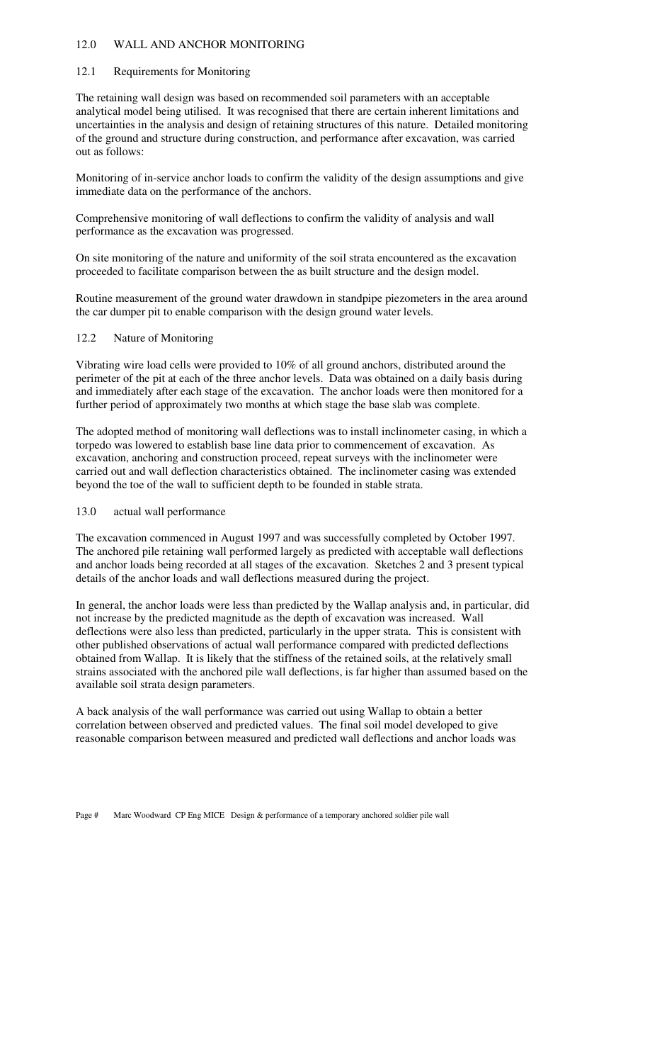## 12.0 WALL AND ANCHOR MONITORING

### 12.1 Requirements for Monitoring

The retaining wall design was based on recommended soil parameters with an acceptable analytical model being utilised. It was recognised that there are certain inherent limitations and uncertainties in the analysis and design of retaining structures of this nature. Detailed monitoring of the ground and structure during construction, and performance after excavation, was carried out as follows:

Monitoring of in-service anchor loads to confirm the validity of the design assumptions and give immediate data on the performance of the anchors.

Comprehensive monitoring of wall deflections to confirm the validity of analysis and wall performance as the excavation was progressed.

On site monitoring of the nature and uniformity of the soil strata encountered as the excavation proceeded to facilitate comparison between the as built structure and the design model.

Routine measurement of the ground water drawdown in standpipe piezometers in the area around the car dumper pit to enable comparison with the design ground water levels.

### 12.2 Nature of Monitoring

Vibrating wire load cells were provided to 10% of all ground anchors, distributed around the perimeter of the pit at each of the three anchor levels. Data was obtained on a daily basis during and immediately after each stage of the excavation. The anchor loads were then monitored for a further period of approximately two months at which stage the base slab was complete.

The adopted method of monitoring wall deflections was to install inclinometer casing, in which a torpedo was lowered to establish base line data prior to commencement of excavation. As excavation, anchoring and construction proceed, repeat surveys with the inclinometer were carried out and wall deflection characteristics obtained. The inclinometer casing was extended beyond the toe of the wall to sufficient depth to be founded in stable strata.

## 13.0 actual wall performance

The excavation commenced in August 1997 and was successfully completed by October 1997. The anchored pile retaining wall performed largely as predicted with acceptable wall deflections and anchor loads being recorded at all stages of the excavation. Sketches 2 and 3 present typical details of the anchor loads and wall deflections measured during the project.

In general, the anchor loads were less than predicted by the Wallap analysis and, in particular, did not increase by the predicted magnitude as the depth of excavation was increased. Wall deflections were also less than predicted, particularly in the upper strata. This is consistent with other published observations of actual wall performance compared with predicted deflections obtained from Wallap. It is likely that the stiffness of the retained soils, at the relatively small strains associated with the anchored pile wall deflections, is far higher than assumed based on the available soil strata design parameters.

A back analysis of the wall performance was carried out using Wallap to obtain a better correlation between observed and predicted values. The final soil model developed to give reasonable comparison between measured and predicted wall deflections and anchor loads was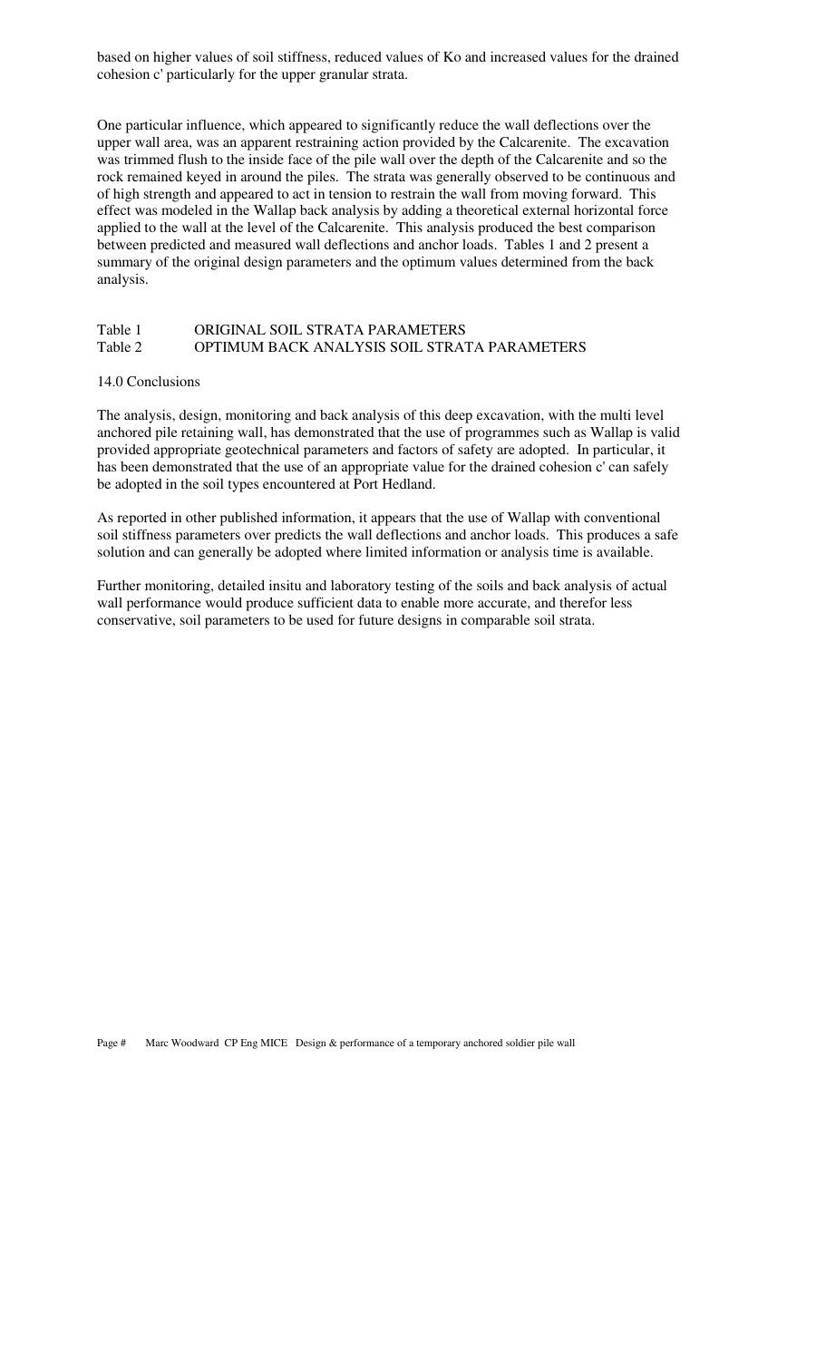based on higher values of soil stiffness, reduced values of Ko and increased values for the drained cohesion c' particularly for the upper granular strata.

One particular influence, which appeared to significantly reduce the wall deflections over the upper wall area, was an apparent restraining action provided by the Calcarenite. The excavation was trimmed flush to the inside face of the pile wall over the depth of the Calcarenite and so the rock remained keyed in around the piles. The strata was generally observed to be continuous and of high strength and appeared to act in tension to restrain the wall from moving forward. This effect was modeled in the Wallap back analysis by adding a theoretical external horizontal force applied to the wall at the level of the Calcarenite. This analysis produced the best comparison between predicted and measured wall deflections and anchor loads. Tables 1 and 2 present a summary of the original design parameters and the optimum values determined from the back analysis.

Table 1 ORIGINAL SOIL STRATA PARAMETERS
Table 2 OPTIMUM BACK ANALYSIS SOIL STRATA PARAMETERS

## 14.0 Conclusions

The analysis, design, monitoring and back analysis of this deep excavation, with the multi level anchored pile retaining wall, has demonstrated that the use of programmes such as Wallap is valid provided appropriate geotechnical parameters and factors of safety are adopted. In particular, it has been demonstrated that the use of an appropriate value for the drained cohesion c' can safely be adopted in the soil types encountered at Port Hedland.

As reported in other published information, it appears that the use of Wallap with conventional soil stiffness parameters over predicts the wall deflections and anchor loads. This produces a safe solution and can generally be adopted where limited information or analysis time is available.

Further monitoring, detailed insitu and laboratory testing of the soils and back analysis of actual wall performance would produce sufficient data to enable more accurate, and therefor less conservative, soil parameters to be used for future designs in comparable soil strata.